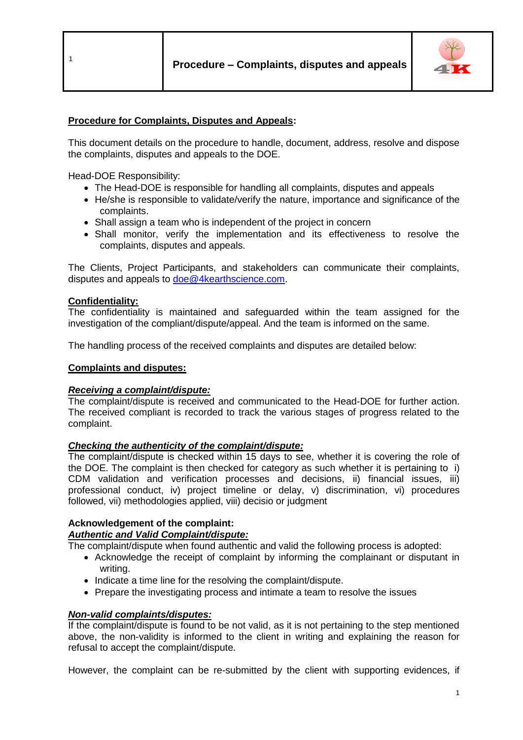**Procedure – Complaints, disputes and appeals**

## Procedure for Complaints, Disputes and Appeals:

This document details on the procedure to handle, document, address, resolve and dispose the complaints, disputes and appeals to the DOE.

Head-DOE Responsibility:

- The Head-DOE is responsible for handling all complaints, disputes and appeals
- He/she is responsible to validate/verify the nature, importance and significance of the complaints.
- Shall assign a team who is independent of the project in concern
- Shall monitor, verify the implementation and its effectiveness to resolve the complaints, disputes and appeals.

The Clients, Project Participants, and stakeholders can communicate their complaints, disputes and appeals to doe@4kearthscience.com.

### Confidentiality:

The confidentiality is maintained and safeguarded within the team assigned for the investigation of the compliant/dispute/appeal. And the team is informed on the same.

The handling process of the received complaints and disputes are detailed below:

### Complaints and disputes:

***Receiving a complaint/dispute:***

The complaint/dispute is received and communicated to the Head-DOE for further action. The received compliant is recorded to track the various stages of progress related to the complaint.

***Checking the authenticity of the complaint/dispute:***

The complaint/dispute is checked within 15 days to see, whether it is covering the role of the DOE. The complaint is then checked for category as such whether it is pertaining to i) CDM validation and verification processes and decisions, ii) financial issues, iii) professional conduct, iv) project timeline or delay, v) discrimination, vi) procedures followed, vii) methodologies applied, viii) decisio or judgment

**Acknowledgement of the complaint:**

***Authentic and Valid Complaint/dispute:***

The complaint/dispute when found authentic and valid the following process is adopted:

- Acknowledge the receipt of complaint by informing the complainant or disputant in writing.
- Indicate a time line for the resolving the complaint/dispute.
- Prepare the investigating process and intimate a team to resolve the issues

***Non-valid complaints/disputes:***

If the complaint/dispute is found to be not valid, as it is not pertaining to the step mentioned above, the non-validity is informed to the client in writing and explaining the reason for refusal to accept the complaint/dispute.

However, the complaint can be re-submitted by the client with supporting evidences, if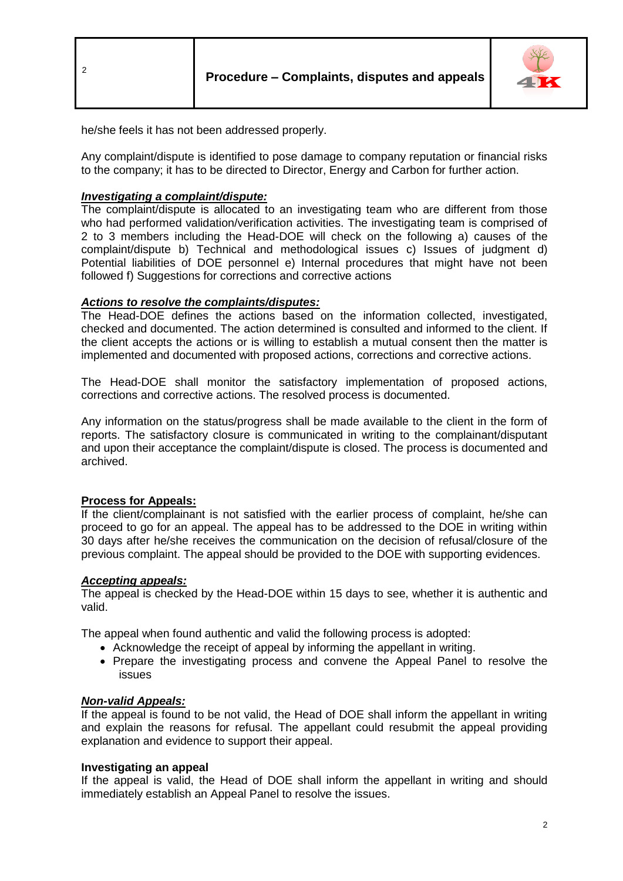he/she feels it has not been addressed properly.

Any complaint/dispute is identified to pose damage to company reputation or financial risks to the company; it has to be directed to Director, Energy and Carbon for further action.

***Investigating a complaint/dispute:***
The complaint/dispute is allocated to an investigating team who are different from those who had performed validation/verification activities. The investigating team is comprised of 2 to 3 members including the Head-DOE will check on the following a) causes of the complaint/dispute b) Technical and methodological issues c) Issues of judgment d) Potential liabilities of DOE personnel e) Internal procedures that might have not been followed f) Suggestions for corrections and corrective actions

***Actions to resolve the complaints/disputes:***
The Head-DOE defines the actions based on the information collected, investigated, checked and documented. The action determined is consulted and informed to the client. If the client accepts the actions or is willing to establish a mutual consent then the matter is implemented and documented with proposed actions, corrections and corrective actions.

The Head-DOE shall monitor the satisfactory implementation of proposed actions, corrections and corrective actions. The resolved process is documented.

Any information on the status/progress shall be made available to the client in the form of reports. The satisfactory closure is communicated in writing to the complainant/disputant and upon their acceptance the complaint/dispute is closed. The process is documented and archived.

**Process for Appeals:**
If the client/complainant is not satisfied with the earlier process of complaint, he/she can proceed to go for an appeal. The appeal has to be addressed to the DOE in writing within 30 days after he/she receives the communication on the decision of refusal/closure of the previous complaint. The appeal should be provided to the DOE with supporting evidences.

***Accepting appeals:***
The appeal is checked by the Head-DOE within 15 days to see, whether it is authentic and valid.

The appeal when found authentic and valid the following process is adopted:

- Acknowledge the receipt of appeal by informing the appellant in writing.
- Prepare the investigating process and convene the Appeal Panel to resolve the issues

***Non-valid Appeals:***
If the appeal is found to be not valid, the Head of DOE shall inform the appellant in writing and explain the reasons for refusal. The appellant could resubmit the appeal providing explanation and evidence to support their appeal.

**Investigating an appeal**
If the appeal is valid, the Head of DOE shall inform the appellant in writing and should immediately establish an Appeal Panel to resolve the issues.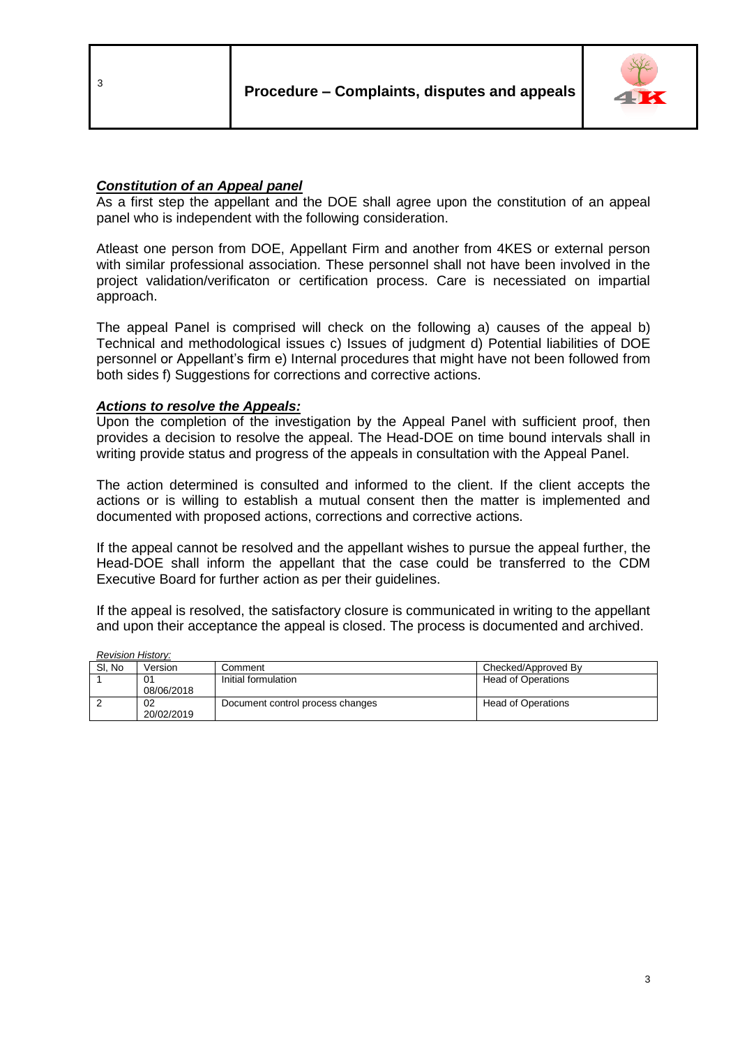### ***Constitution of an Appeal panel***

As a first step the appellant and the DOE shall agree upon the constitution of an appeal panel who is independent with the following consideration.

Atleast one person from DOE, Appellant Firm and another from 4KES or external person with similar professional association. These personnel shall not have been involved in the project validation/verificaton or certification process. Care is necessiated on impartial approach.

The appeal Panel is comprised will check on the following a) causes of the appeal b) Technical and methodological issues c) Issues of judgment d) Potential liabilities of DOE personnel or Appellant's firm e) Internal procedures that might have not been followed from both sides f) Suggestions for corrections and corrective actions.

### ***Actions to resolve the Appeals:***

Upon the completion of the investigation by the Appeal Panel with sufficient proof, then provides a decision to resolve the appeal. The Head-DOE on time bound intervals shall in writing provide status and progress of the appeals in consultation with the Appeal Panel.

The action determined is consulted and informed to the client. If the client accepts the actions or is willing to establish a mutual consent then the matter is implemented and documented with proposed actions, corrections and corrective actions.

If the appeal cannot be resolved and the appellant wishes to pursue the appeal further, the Head-DOE shall inform the appellant that the case could be transferred to the CDM Executive Board for further action as per their guidelines.

If the appeal is resolved, the satisfactory closure is communicated in writing to the appellant and upon their acceptance the appeal is closed. The process is documented and archived.

*Revision History:*

| Sl, No | Version | Comment | Checked/Approved By |
|---|---|---|---|
| 1 | 01 08/06/2018 | Initial formulation | Head of Operations |
| 2 | 02 20/02/2019 | Document control process changes | Head of Operations |